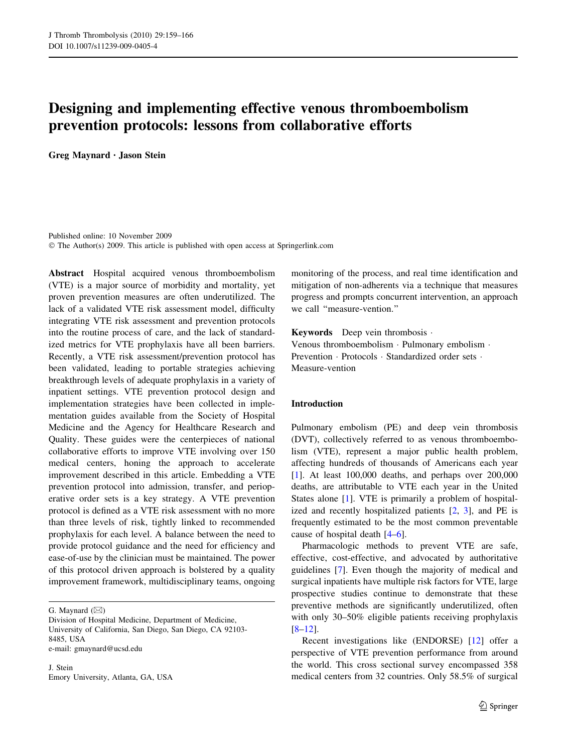# Designing and implementing effective venous thromboembolism prevention protocols: lessons from collaborative efforts

**Greg Maynard · Jason Stein**

Published online: 10 November 2009
© The Author(s) 2009. This article is published with open access at Springerlink.com

**Abstract** Hospital acquired venous thromboembolism (VTE) is a major source of morbidity and mortality, yet proven prevention measures are often underutilized. The lack of a validated VTE risk assessment model, difficulty integrating VTE risk assessment and prevention protocols into the routine process of care, and the lack of standardized metrics for VTE prophylaxis have all been barriers. Recently, a VTE risk assessment/prevention protocol has been validated, leading to portable strategies achieving breakthrough levels of adequate prophylaxis in a variety of inpatient settings. VTE prevention protocol design and implementation strategies have been collected in implementation guides available from the Society of Hospital Medicine and the Agency for Healthcare Research and Quality. These guides were the centerpieces of national collaborative efforts to improve VTE involving over 150 medical centers, honing the approach to accelerate improvement described in this article. Embedding a VTE prevention protocol into admission, transfer, and perioperative order sets is a key strategy. A VTE prevention protocol is defined as a VTE risk assessment with no more than three levels of risk, tightly linked to recommended prophylaxis for each level. A balance between the need to provide protocol guidance and the need for efficiency and ease-of-use by the clinician must be maintained. The power of this protocol driven approach is bolstered by a quality improvement framework, multidisciplinary teams, ongoing monitoring of the process, and real time identification and mitigation of non-adherents via a technique that measures progress and prompts concurrent intervention, an approach we call "measure-vention."

**Keywords** Deep vein thrombosis · Venous thromboembolism · Pulmonary embolism · Prevention · Protocols · Standardized order sets · Measure-vention

G. Maynard (✉)
Division of Hospital Medicine, Department of Medicine, University of California, San Diego, San Diego, CA 92103-8485, USA
e-mail: gmaynard@ucsd.edu

J. Stein
Emory University, Atlanta, GA, USA

## Introduction

Pulmonary embolism (PE) and deep vein thrombosis (DVT), collectively referred to as venous thromboembolism (VTE), represent a major public health problem, affecting hundreds of thousands of Americans each year [1]. At least 100,000 deaths, and perhaps over 200,000 deaths, are attributable to VTE each year in the United States alone [1]. VTE is primarily a problem of hospitalized and recently hospitalized patients [2, 3], and PE is frequently estimated to be the most common preventable cause of hospital death [4–6].

Pharmacologic methods to prevent VTE are safe, effective, cost-effective, and advocated by authoritative guidelines [7]. Even though the majority of medical and surgical inpatients have multiple risk factors for VTE, large prospective studies continue to demonstrate that these preventive methods are significantly underutilized, often with only 30–50% eligible patients receiving prophylaxis [8–12].

Recent investigations like (ENDORSE) [12] offer a perspective of VTE prevention performance from around the world. This cross sectional survey encompassed 358 medical centers from 32 countries. Only 58.5% of surgical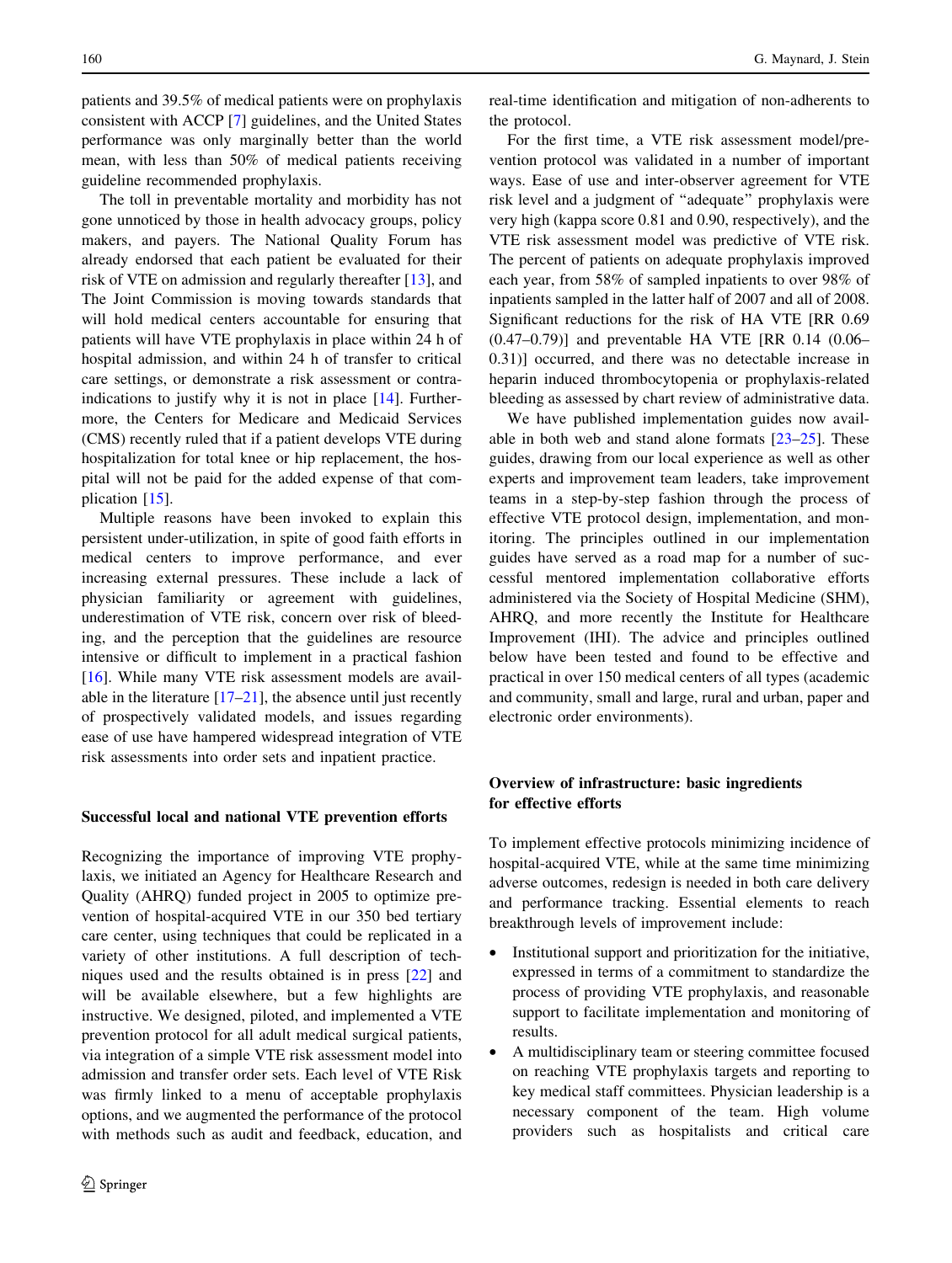patients and 39.5% of medical patients were on prophylaxis consistent with ACCP [7] guidelines, and the United States performance was only marginally better than the world mean, with less than 50% of medical patients receiving guideline recommended prophylaxis.

The toll in preventable mortality and morbidity has not gone unnoticed by those in health advocacy groups, policy makers, and payers. The National Quality Forum has already endorsed that each patient be evaluated for their risk of VTE on admission and regularly thereafter [13], and The Joint Commission is moving towards standards that will hold medical centers accountable for ensuring that patients will have VTE prophylaxis in place within 24 h of hospital admission, and within 24 h of transfer to critical care settings, or demonstrate a risk assessment or contraindications to justify why it is not in place [14]. Furthermore, the Centers for Medicare and Medicaid Services (CMS) recently ruled that if a patient develops VTE during hospitalization for total knee or hip replacement, the hospital will not be paid for the added expense of that complication [15].

Multiple reasons have been invoked to explain this persistent under-utilization, in spite of good faith efforts in medical centers to improve performance, and ever increasing external pressures. These include a lack of physician familiarity or agreement with guidelines, underestimation of VTE risk, concern over risk of bleeding, and the perception that the guidelines are resource intensive or difficult to implement in a practical fashion [16]. While many VTE risk assessment models are available in the literature [17–21], the absence until just recently of prospectively validated models, and issues regarding ease of use have hampered widespread integration of VTE risk assessments into order sets and inpatient practice.

## Successful local and national VTE prevention efforts

Recognizing the importance of improving VTE prophylaxis, we initiated an Agency for Healthcare Research and Quality (AHRQ) funded project in 2005 to optimize prevention of hospital-acquired VTE in our 350 bed tertiary care center, using techniques that could be replicated in a variety of other institutions. A full description of techniques used and the results obtained is in press [22] and will be available elsewhere, but a few highlights are instructive. We designed, piloted, and implemented a VTE prevention protocol for all adult medical surgical patients, via integration of a simple VTE risk assessment model into admission and transfer order sets. Each level of VTE Risk was firmly linked to a menu of acceptable prophylaxis options, and we augmented the performance of the protocol with methods such as audit and feedback, education, and real-time identification and mitigation of non-adherents to the protocol.

For the first time, a VTE risk assessment model/prevention protocol was validated in a number of important ways. Ease of use and inter-observer agreement for VTE risk level and a judgment of "adequate" prophylaxis were very high (kappa score 0.81 and 0.90, respectively), and the VTE risk assessment model was predictive of VTE risk. The percent of patients on adequate prophylaxis improved each year, from 58% of sampled inpatients to over 98% of inpatients sampled in the latter half of 2007 and all of 2008. Significant reductions for the risk of HA VTE [RR 0.69 (0.47–0.79)] and preventable HA VTE [RR 0.14 (0.06–0.31)] occurred, and there was no detectable increase in heparin induced thrombocytopenia or prophylaxis-related bleeding as assessed by chart review of administrative data.

We have published implementation guides now available in both web and stand alone formats [23–25]. These guides, drawing from our local experience as well as other experts and improvement team leaders, take improvement teams in a step-by-step fashion through the process of effective VTE protocol design, implementation, and monitoring. The principles outlined in our implementation guides have served as a road map for a number of successful mentored implementation collaborative efforts administered via the Society of Hospital Medicine (SHM), AHRQ, and more recently the Institute for Healthcare Improvement (IHI). The advice and principles outlined below have been tested and found to be effective and practical in over 150 medical centers of all types (academic and community, small and large, rural and urban, paper and electronic order environments).

## Overview of infrastructure: basic ingredients for effective efforts

To implement effective protocols minimizing incidence of hospital-acquired VTE, while at the same time minimizing adverse outcomes, redesign is needed in both care delivery and performance tracking. Essential elements to reach breakthrough levels of improvement include:

- Institutional support and prioritization for the initiative, expressed in terms of a commitment to standardize the process of providing VTE prophylaxis, and reasonable support to facilitate implementation and monitoring of results.
- A multidisciplinary team or steering committee focused on reaching VTE prophylaxis targets and reporting to key medical staff committees. Physician leadership is a necessary component of the team. High volume providers such as hospitalists and critical care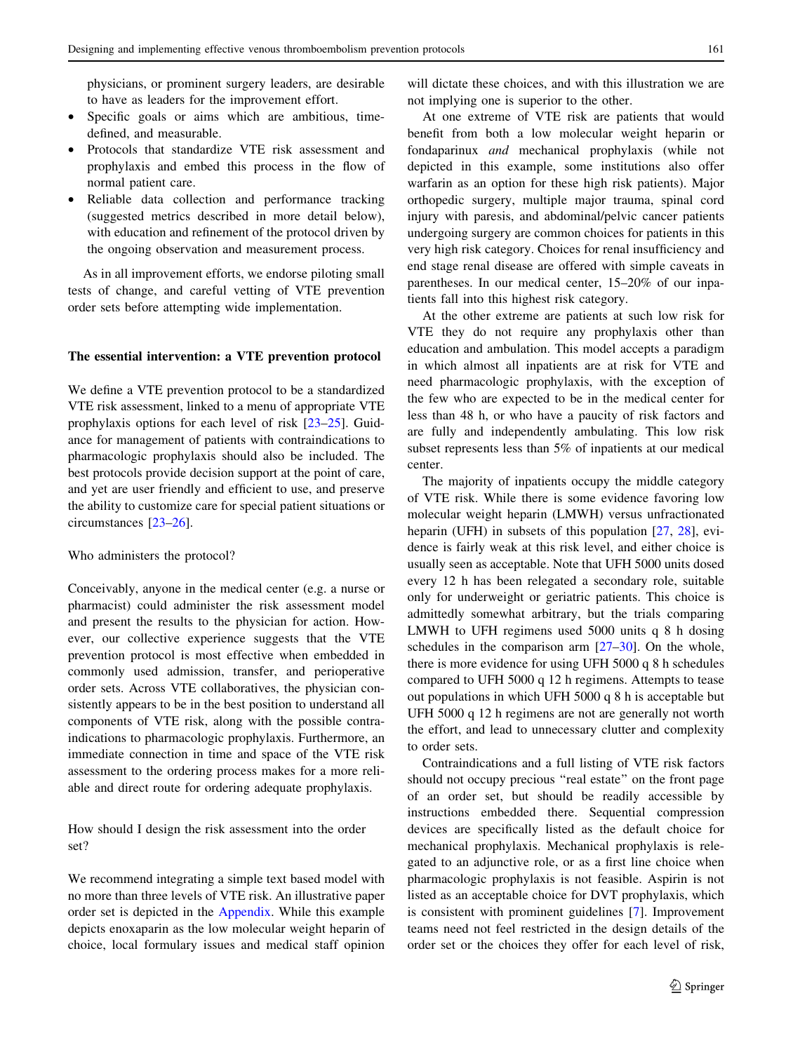physicians, or prominent surgery leaders, are desirable to have as leaders for the improvement effort.

- Specific goals or aims which are ambitious, time-defined, and measurable.
- Protocols that standardize VTE risk assessment and prophylaxis and embed this process in the flow of normal patient care.
- Reliable data collection and performance tracking (suggested metrics described in more detail below), with education and refinement of the protocol driven by the ongoing observation and measurement process.

As in all improvement efforts, we endorse piloting small tests of change, and careful vetting of VTE prevention order sets before attempting wide implementation.

## The essential intervention: a VTE prevention protocol

We define a VTE prevention protocol to be a standardized VTE risk assessment, linked to a menu of appropriate VTE prophylaxis options for each level of risk [23–25]. Guidance for management of patients with contraindications to pharmacologic prophylaxis should also be included. The best protocols provide decision support at the point of care, and yet are user friendly and efficient to use, and preserve the ability to customize care for special patient situations or circumstances [23–26].

### Who administers the protocol?

Conceivably, anyone in the medical center (e.g. a nurse or pharmacist) could administer the risk assessment model and present the results to the physician for action. However, our collective experience suggests that the VTE prevention protocol is most effective when embedded in commonly used admission, transfer, and perioperative order sets. Across VTE collaboratives, the physician consistently appears to be in the best position to understand all components of VTE risk, along with the possible contraindications to pharmacologic prophylaxis. Furthermore, an immediate connection in time and space of the VTE risk assessment to the ordering process makes for a more reliable and direct route for ordering adequate prophylaxis.

### How should I design the risk assessment into the order set?

We recommend integrating a simple text based model with no more than three levels of VTE risk. An illustrative paper order set is depicted in the Appendix. While this example depicts enoxaparin as the low molecular weight heparin of choice, local formulary issues and medical staff opinion will dictate these choices, and with this illustration we are not implying one is superior to the other.

At one extreme of VTE risk are patients that would benefit from both a low molecular weight heparin or fondaparinux *and* mechanical prophylaxis (while not depicted in this example, some institutions also offer warfarin as an option for these high risk patients). Major orthopedic surgery, multiple major trauma, spinal cord injury with paresis, and abdominal/pelvic cancer patients undergoing surgery are common choices for patients in this very high risk category. Choices for renal insufficiency and end stage renal disease are offered with simple caveats in parentheses. In our medical center, 15–20% of our inpatients fall into this highest risk category.

At the other extreme are patients at such low risk for VTE they do not require any prophylaxis other than education and ambulation. This model accepts a paradigm in which almost all inpatients are at risk for VTE and need pharmacologic prophylaxis, with the exception of the few who are expected to be in the medical center for less than 48 h, or who have a paucity of risk factors and are fully and independently ambulating. This low risk subset represents less than 5% of inpatients at our medical center.

The majority of inpatients occupy the middle category of VTE risk. While there is some evidence favoring low molecular weight heparin (LMWH) versus unfractionated heparin (UFH) in subsets of this population [27, 28], evidence is fairly weak at this risk level, and either choice is usually seen as acceptable. Note that UFH 5000 units dosed every 12 h has been relegated a secondary role, suitable only for underweight or geriatric patients. This choice is admittedly somewhat arbitrary, but the trials comparing LMWH to UFH regimens used 5000 units q 8 h dosing schedules in the comparison arm [27–30]. On the whole, there is more evidence for using UFH 5000 q 8 h schedules compared to UFH 5000 q 12 h regimens. Attempts to tease out populations in which UFH 5000 q 8 h is acceptable but UFH 5000 q 12 h regimens are not are generally not worth the effort, and lead to unnecessary clutter and complexity to order sets.

Contraindications and a full listing of VTE risk factors should not occupy precious "real estate" on the front page of an order set, but should be readily accessible by instructions embedded there. Sequential compression devices are specifically listed as the default choice for mechanical prophylaxis. Mechanical prophylaxis is relegated to an adjunctive role, or as a first line choice when pharmacologic prophylaxis is not feasible. Aspirin is not listed as an acceptable choice for DVT prophylaxis, which is consistent with prominent guidelines [7]. Improvement teams need not feel restricted in the design details of the order set or the choices they offer for each level of risk,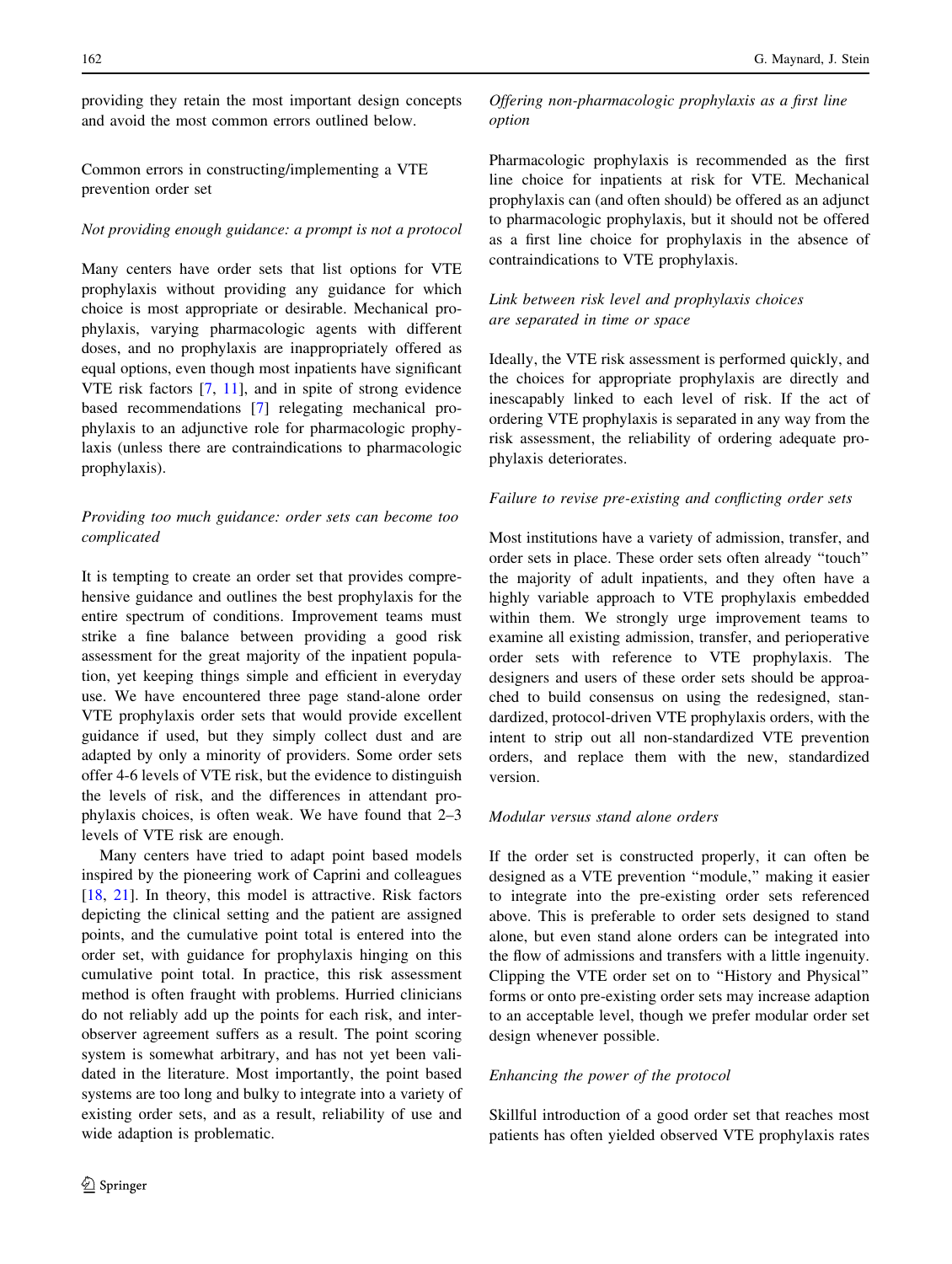providing they retain the most important design concepts and avoid the most common errors outlined below.

Common errors in constructing/implementing a VTE prevention order set

*Not providing enough guidance: a prompt is not a protocol*

Many centers have order sets that list options for VTE prophylaxis without providing any guidance for which choice is most appropriate or desirable. Mechanical prophylaxis, varying pharmacologic agents with different doses, and no prophylaxis are inappropriately offered as equal options, even though most inpatients have significant VTE risk factors [7, 11], and in spite of strong evidence based recommendations [7] relegating mechanical prophylaxis to an adjunctive role for pharmacologic prophylaxis (unless there are contraindications to pharmacologic prophylaxis).

*Providing too much guidance: order sets can become too complicated*

It is tempting to create an order set that provides comprehensive guidance and outlines the best prophylaxis for the entire spectrum of conditions. Improvement teams must strike a fine balance between providing a good risk assessment for the great majority of the inpatient population, yet keeping things simple and efficient in everyday use. We have encountered three page stand-alone order VTE prophylaxis order sets that would provide excellent guidance if used, but they simply collect dust and are adapted by only a minority of providers. Some order sets offer 4-6 levels of VTE risk, but the evidence to distinguish the levels of risk, and the differences in attendant prophylaxis choices, is often weak. We have found that 2–3 levels of VTE risk are enough.

Many centers have tried to adapt point based models inspired by the pioneering work of Caprini and colleagues [18, 21]. In theory, this model is attractive. Risk factors depicting the clinical setting and the patient are assigned points, and the cumulative point total is entered into the order set, with guidance for prophylaxis hinging on this cumulative point total. In practice, this risk assessment method is often fraught with problems. Hurried clinicians do not reliably add up the points for each risk, and inter-observer agreement suffers as a result. The point scoring system is somewhat arbitrary, and has not yet been validated in the literature. Most importantly, the point based systems are too long and bulky to integrate into a variety of existing order sets, and as a result, reliability of use and wide adaption is problematic.

*Offering non-pharmacologic prophylaxis as a first line option*

Pharmacologic prophylaxis is recommended as the first line choice for inpatients at risk for VTE. Mechanical prophylaxis can (and often should) be offered as an adjunct to pharmacologic prophylaxis, but it should not be offered as a first line choice for prophylaxis in the absence of contraindications to VTE prophylaxis.

*Link between risk level and prophylaxis choices are separated in time or space*

Ideally, the VTE risk assessment is performed quickly, and the choices for appropriate prophylaxis are directly and inescapably linked to each level of risk. If the act of ordering VTE prophylaxis is separated in any way from the risk assessment, the reliability of ordering adequate prophylaxis deteriorates.

*Failure to revise pre-existing and conflicting order sets*

Most institutions have a variety of admission, transfer, and order sets in place. These order sets often already "touch" the majority of adult inpatients, and they often have a highly variable approach to VTE prophylaxis embedded within them. We strongly urge improvement teams to examine all existing admission, transfer, and perioperative order sets with reference to VTE prophylaxis. The designers and users of these order sets should be approached to build consensus on using the redesigned, standardized, protocol-driven VTE prophylaxis orders, with the intent to strip out all non-standardized VTE prevention orders, and replace them with the new, standardized version.

*Modular versus stand alone orders*

If the order set is constructed properly, it can often be designed as a VTE prevention "module," making it easier to integrate into the pre-existing order sets referenced above. This is preferable to order sets designed to stand alone, but even stand alone orders can be integrated into the flow of admissions and transfers with a little ingenuity. Clipping the VTE order set on to "History and Physical" forms or onto pre-existing order sets may increase adaption to an acceptable level, though we prefer modular order set design whenever possible.

*Enhancing the power of the protocol*

Skillful introduction of a good order set that reaches most patients has often yielded observed VTE prophylaxis rates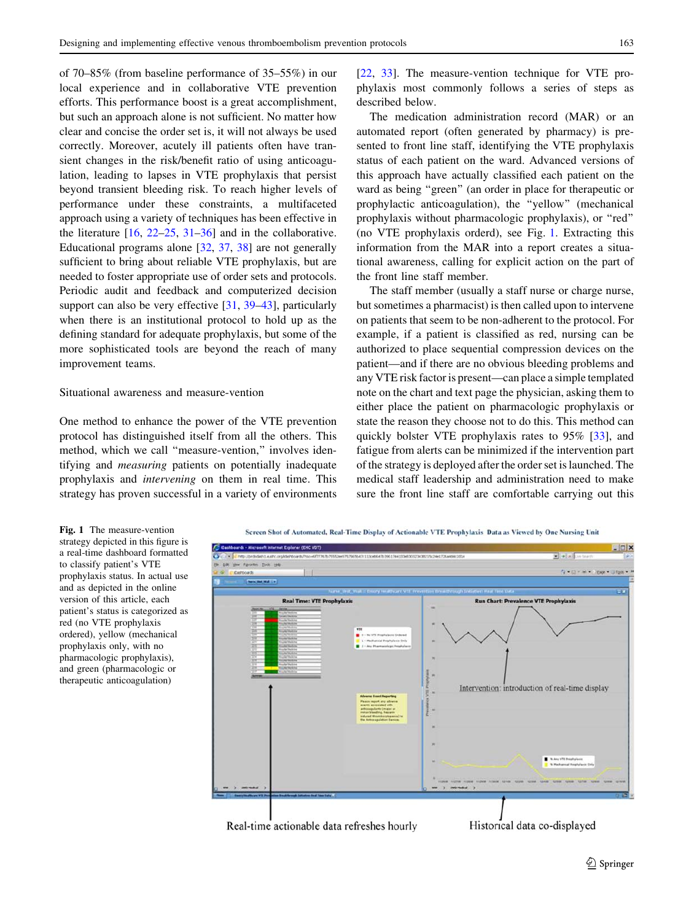of 70–85% (from baseline performance of 35–55%) in our local experience and in collaborative VTE prevention efforts. This performance boost is a great accomplishment, but such an approach alone is not sufficient. No matter how clear and concise the order set is, it will not always be used correctly. Moreover, acutely ill patients often have transient changes in the risk/benefit ratio of using anticoagulation, leading to lapses in VTE prophylaxis that persist beyond transient bleeding risk. To reach higher levels of performance under these constraints, a multifaceted approach using a variety of techniques has been effective in the literature [16, 22–25, 31–36] and in the collaborative. Educational programs alone [32, 37, 38] are not generally sufficient to bring about reliable VTE prophylaxis, but are needed to foster appropriate use of order sets and protocols. Periodic audit and feedback and computerized decision support can also be very effective [31, 39–43], particularly when there is an institutional protocol to hold up as the defining standard for adequate prophylaxis, but some of the more sophisticated tools are beyond the reach of many improvement teams.

## Situational awareness and measure-vention

One method to enhance the power of the VTE prevention protocol has distinguished itself from all the others. This method, which we call "measure-vention," involves identifying and *measuring* patients on potentially inadequate prophylaxis and *intervening* on them in real time. This strategy has proven successful in a variety of environments [22, 33]. The measure-vention technique for VTE prophylaxis most commonly follows a series of steps as described below.

The medication administration record (MAR) or an automated report (often generated by pharmacy) is presented to front line staff, identifying the VTE prophylaxis status of each patient on the ward. Advanced versions of this approach have actually classified each patient on the ward as being "green" (an order in place for therapeutic or prophylactic anticoagulation), the "yellow" (mechanical prophylaxis without pharmacologic prophylaxis), or "red" (no VTE prophylaxis orderd), see Fig. 1. Extracting this information from the MAR into a report creates a situational awareness, calling for explicit action on the part of the front line staff member.

The staff member (usually a staff nurse or charge nurse, but sometimes a pharmacist) is then called upon to intervene on patients that seem to be non-adherent to the protocol. For example, if a patient is classified as red, nursing can be authorized to place sequential compression devices on the patient—and if there are no obvious bleeding problems and any VTE risk factor is present—can place a simple templated note on the chart and text page the physician, asking them to either place the patient on pharmacologic prophylaxis or state the reason they choose not to do this. This method can quickly bolster VTE prophylaxis rates to 95% [33], and fatigue from alerts can be minimized if the intervention part of the strategy is deployed after the order set is launched. The medical staff leadership and administration need to make sure the front line staff are comfortable carrying out this

Screen Shot of Automated, Real-Time Display of Actionable VTE Prophylaxis Data as Viewed by One Nursing Unit

Real Time: VTE Prophylaxis

Run Chart: Prevalence VTE Prophylaxis

Intervention: introduction of real-time display

Real-time actionable data refreshes hourly

Historical data co-displayed

**Fig. 1** The measure-vention strategy depicted in this figure is a real-time dashboard formatted to classify patient's VTE prophylaxis status. In actual use and as depicted in the online version of this article, each patient's status is categorized as red (no VTE prophylaxis ordered), yellow (mechanical prophylaxis only, with no pharmacologic prophylaxis), and green (pharmacologic or therapeutic anticoagulation)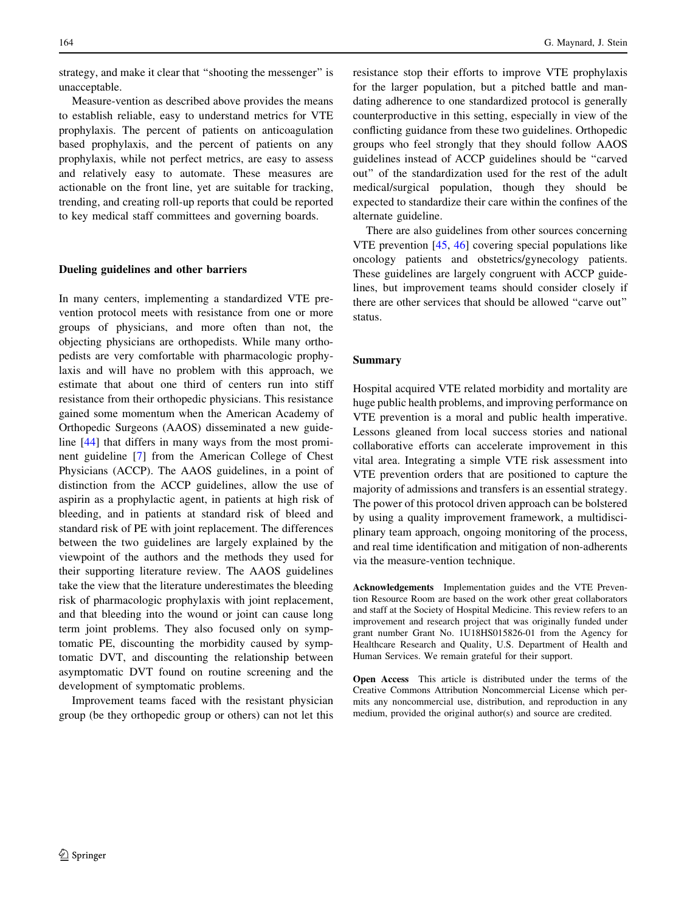strategy, and make it clear that "shooting the messenger" is unacceptable.

Measure-vention as described above provides the means to establish reliable, easy to understand metrics for VTE prophylaxis. The percent of patients on anticoagulation based prophylaxis, and the percent of patients on any prophylaxis, while not perfect metrics, are easy to assess and relatively easy to automate. These measures are actionable on the front line, yet are suitable for tracking, trending, and creating roll-up reports that could be reported to key medical staff committees and governing boards.

## Dueling guidelines and other barriers

In many centers, implementing a standardized VTE prevention protocol meets with resistance from one or more groups of physicians, and more often than not, the objecting physicians are orthopedists. While many orthopedists are very comfortable with pharmacologic prophylaxis and will have no problem with this approach, we estimate that about one third of centers run into stiff resistance from their orthopedic physicians. This resistance gained some momentum when the American Academy of Orthopedic Surgeons (AAOS) disseminated a new guideline [44] that differs in many ways from the most prominent guideline [7] from the American College of Chest Physicians (ACCP). The AAOS guidelines, in a point of distinction from the ACCP guidelines, allow the use of aspirin as a prophylactic agent, in patients at high risk of bleeding, and in patients at standard risk of bleed and standard risk of PE with joint replacement. The differences between the two guidelines are largely explained by the viewpoint of the authors and the methods they used for their supporting literature review. The AAOS guidelines take the view that the literature underestimates the bleeding risk of pharmacologic prophylaxis with joint replacement, and that bleeding into the wound or joint can cause long term joint problems. They also focused only on symptomatic PE, discounting the morbidity caused by symptomatic DVT, and discounting the relationship between asymptomatic DVT found on routine screening and the development of symptomatic problems.

Improvement teams faced with the resistant physician group (be they orthopedic group or others) can not let this resistance stop their efforts to improve VTE prophylaxis for the larger population, but a pitched battle and mandating adherence to one standardized protocol is generally counterproductive in this setting, especially in view of the conflicting guidance from these two guidelines. Orthopedic groups who feel strongly that they should follow AAOS guidelines instead of ACCP guidelines should be "carved out" of the standardization used for the rest of the adult medical/surgical population, though they should be expected to standardize their care within the confines of the alternate guideline.

There are also guidelines from other sources concerning VTE prevention [45, 46] covering special populations like oncology patients and obstetrics/gynecology patients. These guidelines are largely congruent with ACCP guidelines, but improvement teams should consider closely if there are other services that should be allowed "carve out" status.

## Summary

Hospital acquired VTE related morbidity and mortality are huge public health problems, and improving performance on VTE prevention is a moral and public health imperative. Lessons gleaned from local success stories and national collaborative efforts can accelerate improvement in this vital area. Integrating a simple VTE risk assessment into VTE prevention orders that are positioned to capture the majority of admissions and transfers is an essential strategy. The power of this protocol driven approach can be bolstered by using a quality improvement framework, a multidisciplinary team approach, ongoing monitoring of the process, and real time identification and mitigation of non-adherents via the measure-vention technique.

**Acknowledgements** Implementation guides and the VTE Prevention Resource Room are based on the work other great collaborators and staff at the Society of Hospital Medicine. This review refers to an improvement and research project that was originally funded under grant number Grant No. 1U18HS015826-01 from the Agency for Healthcare Research and Quality, U.S. Department of Health and Human Services. We remain grateful for their support.

**Open Access** This article is distributed under the terms of the Creative Commons Attribution Noncommercial License which permits any noncommercial use, distribution, and reproduction in any medium, provided the original author(s) and source are credited.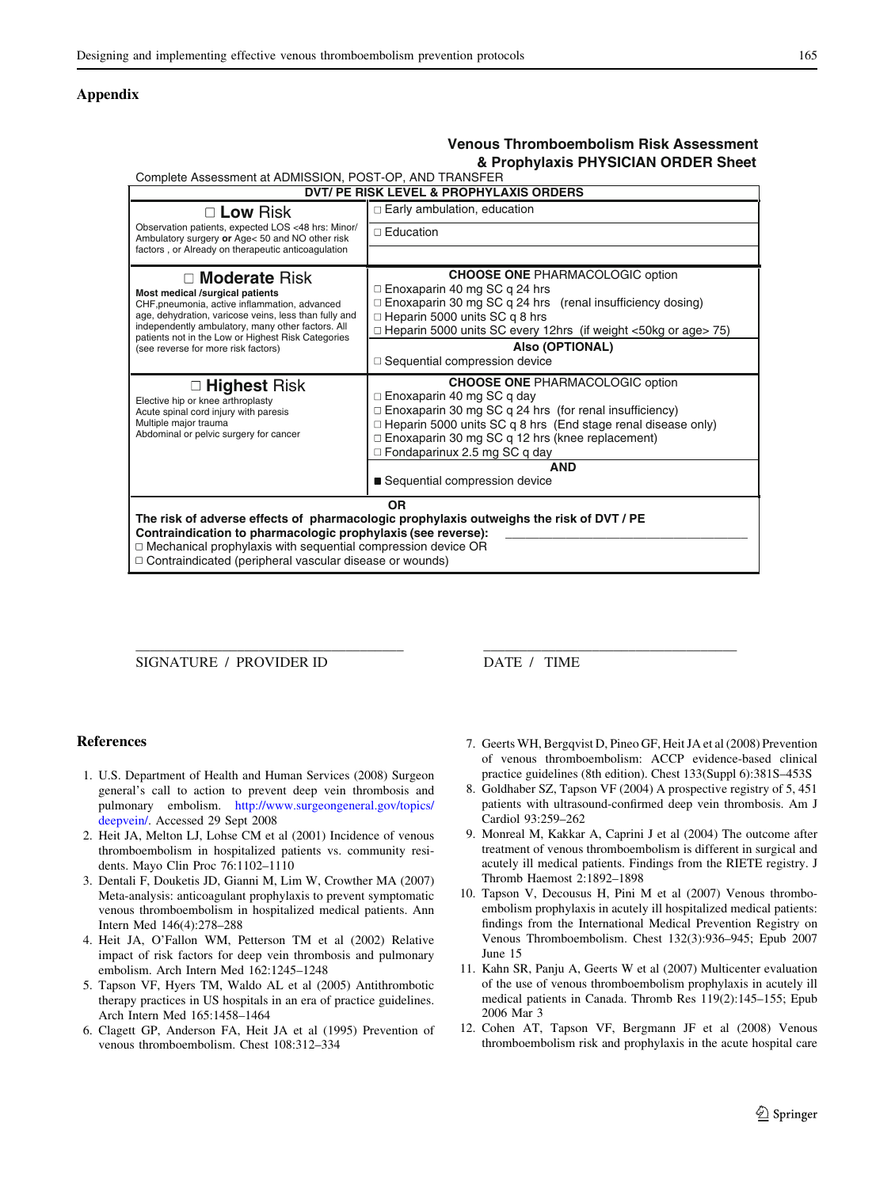## Appendix

**Venous Thromboembolism Risk Assessment & Prophylaxis PHYSICIAN ORDER Sheet**

Complete Assessment at ADMISSION, POST-OP, AND TRANSFER

| DVT/ PE RISK LEVEL & PROPHYLAXIS ORDERS | |
|---|---|
| □ **Low** Risk<br>Observation patients, expected LOS <48 hrs: Minor/ Ambulatory surgery **or** Age< 50 and NO other risk factors , or Already on therapeutic anticoagulation | □ Early ambulation, education<br>□ Education |
| □ **Moderate** Risk<br>**Most medical /surgical patients**<br>CHF,pneumonia, active inflammation, advanced age, dehydration, varicose veins, less than fully and independently ambulatory, many other factors. All patients not in the Low or Highest Risk Categories (see reverse for more risk factors) | **CHOOSE ONE** PHARMACOLOGIC option<br>□ Enoxaparin 40 mg SC q 24 hrs<br>□ Enoxaparin 30 mg SC q 24 hrs (renal insufficiency dosing)<br>□ Heparin 5000 units SC q 8 hrs<br>□ Heparin 5000 units SC every 12hrs (if weight <50kg or age> 75)<br>**Also (OPTIONAL)**<br>□ Sequential compression device |
| □ **Highest** Risk<br>Elective hip or knee arthroplasty<br>Acute spinal cord injury with paresis<br>Multiple major trauma<br>Abdominal or pelvic surgery for cancer | **CHOOSE ONE** PHARMACOLOGIC option<br>□ Enoxaparin 40 mg SC q day<br>□ Enoxaparin 30 mg SC q 24 hrs (for renal insufficiency)<br>□ Heparin 5000 units SC q 8 hrs (End stage renal disease only)<br>□ Enoxaparin 30 mg SC q 12 hrs (knee replacement)<br>□ Fondaparinux 2.5 mg SC q day<br>**AND**<br>■ Sequential compression device |
| **OR**<br>**The risk of adverse effects of pharmacologic prophylaxis outweighs the risk of DVT / PE**<br>**Contraindication to pharmacologic prophylaxis (see reverse):** ____________________<br>□ Mechanical prophylaxis with sequential compression device OR<br>□ Contraindicated (peripheral vascular disease or wounds) | |

____________________ SIGNATURE / PROVIDER ID

____________________ DATE / TIME

## References

1. U.S. Department of Health and Human Services (2008) Surgeon general's call to action to prevent deep vein thrombosis and pulmonary embolism. http://www.surgeongeneral.gov/topics/deepvein/. Accessed 29 Sept 2008
2. Heit JA, Melton LJ, Lohse CM et al (2001) Incidence of venous thromboembolism in hospitalized patients vs. community residents. Mayo Clin Proc 76:1102–1110
3. Dentali F, Douketis JD, Gianni M, Lim W, Crowther MA (2007) Meta-analysis: anticoagulant prophylaxis to prevent symptomatic venous thromboembolism in hospitalized medical patients. Ann Intern Med 146(4):278–288
4. Heit JA, O'Fallon WM, Petterson TM et al (2002) Relative impact of risk factors for deep vein thrombosis and pulmonary embolism. Arch Intern Med 162:1245–1248
5. Tapson VF, Hyers TM, Waldo AL et al (2005) Antithrombotic therapy practices in US hospitals in an era of practice guidelines. Arch Intern Med 165:1458–1464
6. Clagett GP, Anderson FA, Heit JA et al (1995) Prevention of venous thromboembolism. Chest 108:312–334
7. Geerts WH, Bergqvist D, Pineo GF, Heit JA et al (2008) Prevention of venous thromboembolism: ACCP evidence-based clinical practice guidelines (8th edition). Chest 133(Suppl 6):381S–453S
8. Goldhaber SZ, Tapson VF (2004) A prospective registry of 5, 451 patients with ultrasound-confirmed deep vein thrombosis. Am J Cardiol 93:259–262
9. Monreal M, Kakkar A, Caprini J et al (2004) The outcome after treatment of venous thromboembolism is different in surgical and acutely ill medical patients. Findings from the RIETE registry. J Thromb Haemost 2:1892–1898
10. Tapson V, Decousus H, Pini M et al (2007) Venous thromboembolism prophylaxis in acutely ill hospitalized medical patients: findings from the International Medical Prevention Registry on Venous Thromboembolism. Chest 132(3):936–945; Epub 2007 June 15
11. Kahn SR, Panju A, Geerts W et al (2007) Multicenter evaluation of the use of venous thromboembolism prophylaxis in acutely ill medical patients in Canada. Thromb Res 119(2):145–155; Epub 2006 Mar 3
12. Cohen AT, Tapson VF, Bergmann JF et al (2008) Venous thromboembolism risk and prophylaxis in the acute hospital care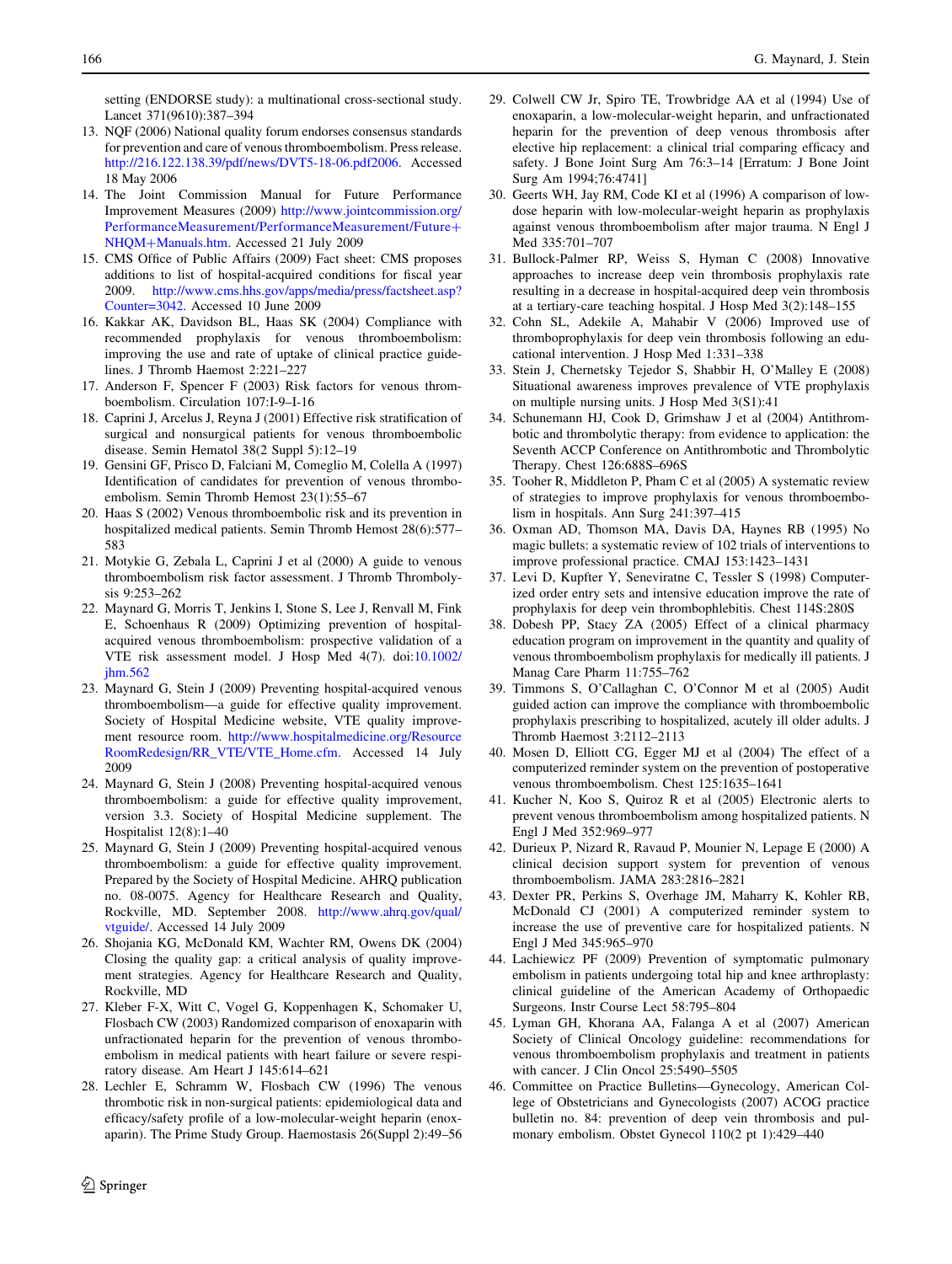setting (ENDORSE study): a multinational cross-sectional study. Lancet 371(9610):387–394

13. NQF (2006) National quality forum endorses consensus standards for prevention and care of venous thromboembolism. Press release. http://216.122.138.39/pdf/news/DVT5-18-06.pdf2006. Accessed 18 May 2006
14. The Joint Commission Manual for Future Performance Improvement Measures (2009) http://www.jointcommission.org/PerformanceMeasurement/PerformanceMeasurement/Future+NHQM+Manuals.htm. Accessed 21 July 2009
15. CMS Office of Public Affairs (2009) Fact sheet: CMS proposes additions to list of hospital-acquired conditions for fiscal year 2009. http://www.cms.hhs.gov/apps/media/press/factsheet.asp?Counter=3042. Accessed 10 June 2009
16. Kakkar AK, Davidson BL, Haas SK (2004) Compliance with recommended prophylaxis for venous thromboembolism: improving the use and rate of uptake of clinical practice guidelines. J Thromb Haemost 2:221–227
17. Anderson F, Spencer F (2003) Risk factors for venous thromboembolism. Circulation 107:I-9–I-16
18. Caprini J, Arcelus J, Reyna J (2001) Effective risk stratification of surgical and nonsurgical patients for venous thromboembolic disease. Semin Hematol 38(2 Suppl 5):12–19
19. Gensini GF, Prisco D, Falciani M, Comeglio M, Colella A (1997) Identification of candidates for prevention of venous thromboembolism. Semin Thromb Hemost 23(1):55–67
20. Haas S (2002) Venous thromboembolic risk and its prevention in hospitalized medical patients. Semin Thromb Hemost 28(6):577–583
21. Motykie G, Zebala L, Caprini J et al (2000) A guide to venous thromboembolism risk factor assessment. J Thromb Thrombolysis 9:253–262
22. Maynard G, Morris T, Jenkins I, Stone S, Lee J, Renvall M, Fink E, Schoenhaus R (2009) Optimizing prevention of hospital-acquired venous thromboembolism: prospective validation of a VTE risk assessment model. J Hosp Med 4(7). doi:10.1002/jhm.562
23. Maynard G, Stein J (2009) Preventing hospital-acquired venous thromboembolism—a guide for effective quality improvement. Society of Hospital Medicine website, VTE quality improvement resource room. http://www.hospitalmedicine.org/ResourceRoomRedesign/RR_VTE/VTE_Home.cfm. Accessed 14 July 2009
24. Maynard G, Stein J (2008) Preventing hospital-acquired venous thromboembolism: a guide for effective quality improvement, version 3.3. Society of Hospital Medicine supplement. The Hospitalist 12(8):1–40
25. Maynard G, Stein J (2009) Preventing hospital-acquired venous thromboembolism: a guide for effective quality improvement. Prepared by the Society of Hospital Medicine. AHRQ publication no. 08-0075. Agency for Healthcare Research and Quality, Rockville, MD. September 2008. http://www.ahrq.gov/qual/vtguide/. Accessed 14 July 2009
26. Shojania KG, McDonald KM, Wachter RM, Owens DK (2004) Closing the quality gap: a critical analysis of quality improvement strategies. Agency for Healthcare Research and Quality, Rockville, MD
27. Kleber F-X, Witt C, Vogel G, Koppenhagen K, Schomaker U, Flosbach CW (2003) Randomized comparison of enoxaparin with unfractionated heparin for the prevention of venous thromboembolism in medical patients with heart failure or severe respiratory disease. Am Heart J 145:614–621
28. Lechler E, Schramm W, Flosbach CW (1996) The venous thrombotic risk in non-surgical patients: epidemiological data and efficacy/safety profile of a low-molecular-weight heparin (enoxaparin). The Prime Study Group. Haemostasis 26(Suppl 2):49–56
29. Colwell CW Jr, Spiro TE, Trowbridge AA et al (1994) Use of enoxaparin, a low-molecular-weight heparin, and unfractionated heparin for the prevention of deep venous thrombosis after elective hip replacement: a clinical trial comparing efficacy and safety. J Bone Joint Surg Am 76:3–14 [Erratum: J Bone Joint Surg Am 1994;76:4741]
30. Geerts WH, Jay RM, Code KI et al (1996) A comparison of low-dose heparin with low-molecular-weight heparin as prophylaxis against venous thromboembolism after major trauma. N Engl J Med 335:701–707
31. Bullock-Palmer RP, Weiss S, Hyman C (2008) Innovative approaches to increase deep vein thrombosis prophylaxis rate resulting in a decrease in hospital-acquired deep vein thrombosis at a tertiary-care teaching hospital. J Hosp Med 3(2):148–155
32. Cohn SL, Adekile A, Mahabir V (2006) Improved use of thromboprophylaxis for deep vein thrombosis following an educational intervention. J Hosp Med 1:331–338
33. Stein J, Chernetsky Tejedor S, Shabbir H, O'Malley E (2008) Situational awareness improves prevalence of VTE prophylaxis on multiple nursing units. J Hosp Med 3(S1):41
34. Schunemann HJ, Cook D, Grimshaw J et al (2004) Antithrombotic and thrombolytic therapy: from evidence to application: the Seventh ACCP Conference on Antithrombotic and Thrombolytic Therapy. Chest 126:688S–696S
35. Tooher R, Middleton P, Pham C et al (2005) A systematic review of strategies to improve prophylaxis for venous thromboembolism in hospitals. Ann Surg 241:397–415
36. Oxman AD, Thomson MA, Davis DA, Haynes RB (1995) No magic bullets: a systematic review of 102 trials of interventions to improve professional practice. CMAJ 153:1423–1431
37. Levi D, Kupfter Y, Seneviratne C, Tessler S (1998) Computerized order entry sets and intensive education improve the rate of prophylaxis for deep vein thrombophlebitis. Chest 114S:280S
38. Dobesh PP, Stacy ZA (2005) Effect of a clinical pharmacy education program on improvement in the quantity and quality of venous thromboembolism prophylaxis for medically ill patients. J Manag Care Pharm 11:755–762
39. Timmons S, O'Callaghan C, O'Connor M et al (2005) Audit guided action can improve the compliance with thromboembolic prophylaxis prescribing to hospitalized, acutely ill older adults. J Thromb Haemost 3:2112–2113
40. Mosen D, Elliott CG, Egger MJ et al (2004) The effect of a computerized reminder system on the prevention of postoperative venous thromboembolism. Chest 125:1635–1641
41. Kucher N, Koo S, Quiroz R et al (2005) Electronic alerts to prevent venous thromboembolism among hospitalized patients. N Engl J Med 352:969–977
42. Durieux P, Nizard R, Ravaud P, Mounier N, Lepage E (2000) A clinical decision support system for prevention of venous thromboembolism. JAMA 283:2816–2821
43. Dexter PR, Perkins S, Overhage JM, Maharry K, Kohler RB, McDonald CJ (2001) A computerized reminder system to increase the use of preventive care for hospitalized patients. N Engl J Med 345:965–970
44. Lachiewicz PF (2009) Prevention of symptomatic pulmonary embolism in patients undergoing total hip and knee arthroplasty: clinical guideline of the American Academy of Orthopaedic Surgeons. Instr Course Lect 58:795–804
45. Lyman GH, Khorana AA, Falanga A et al (2007) American Society of Clinical Oncology guideline: recommendations for venous thromboembolism prophylaxis and treatment in patients with cancer. J Clin Oncol 25:5490–5505
46. Committee on Practice Bulletins—Gynecology, American College of Obstetricians and Gynecologists (2007) ACOG practice bulletin no. 84: prevention of deep vein thrombosis and pulmonary embolism. Obstet Gynecol 110(2 pt 1):429–440